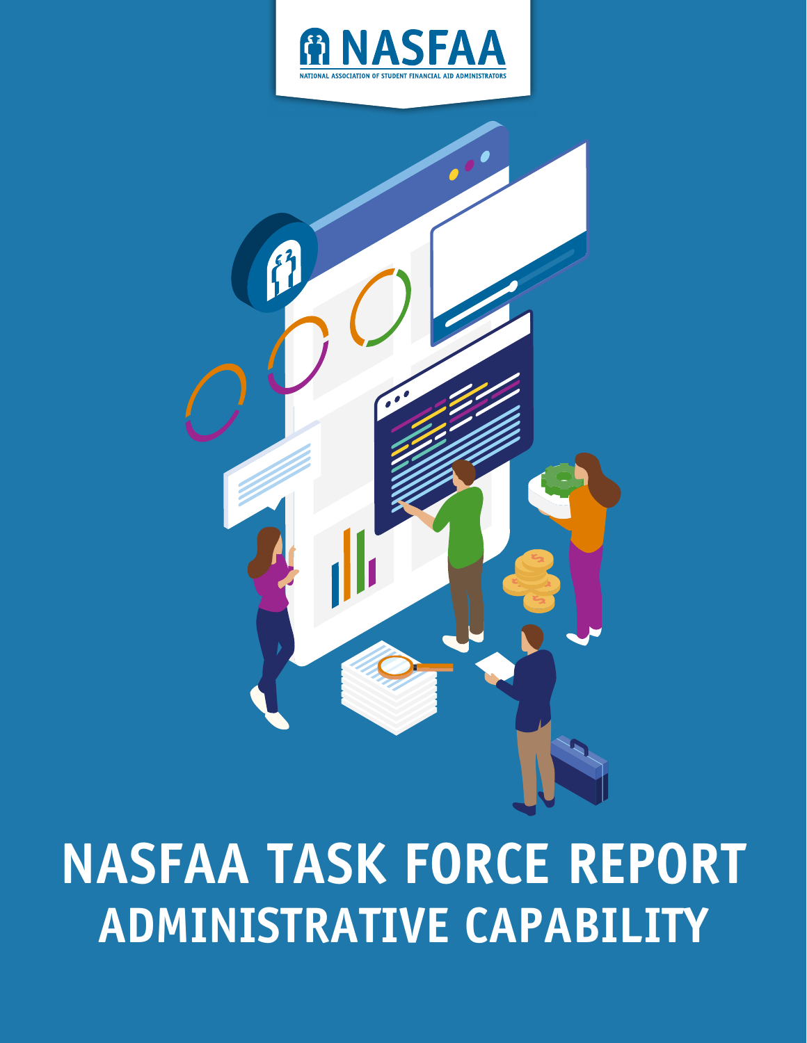NASFAA

NATIONAL ASSOCIATION OF STUDENT FINANCIAL AID ADMINISTRATORS

# NASFAA TASK FORCE REPORT
# ADMINISTRATIVE CAPABILITY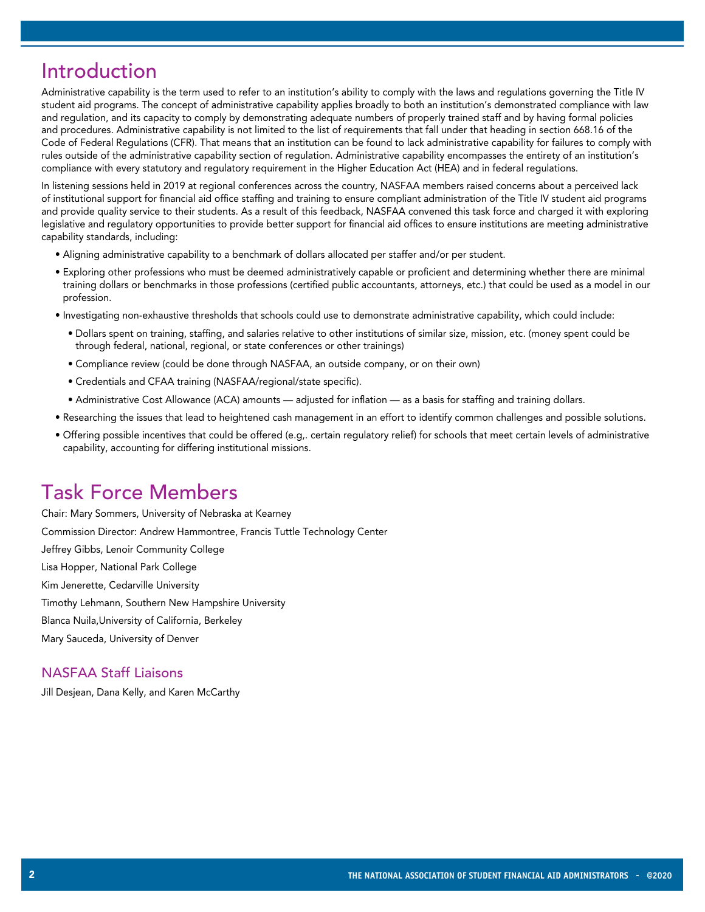# Introduction

Administrative capability is the term used to refer to an institution's ability to comply with the laws and regulations governing the Title IV student aid programs. The concept of administrative capability applies broadly to both an institution's demonstrated compliance with law and regulation, and its capacity to comply by demonstrating adequate numbers of properly trained staff and by having formal policies and procedures. Administrative capability is not limited to the list of requirements that fall under that heading in section 668.16 of the Code of Federal Regulations (CFR). That means that an institution can be found to lack administrative capability for failures to comply with rules outside of the administrative capability section of regulation. Administrative capability encompasses the entirety of an institution's compliance with every statutory and regulatory requirement in the Higher Education Act (HEA) and in federal regulations.

In listening sessions held in 2019 at regional conferences across the country, NASFAA members raised concerns about a perceived lack of institutional support for financial aid office staffing and training to ensure compliant administration of the Title IV student aid programs and provide quality service to their students. As a result of this feedback, NASFAA convened this task force and charged it with exploring legislative and regulatory opportunities to provide better support for financial aid offices to ensure institutions are meeting administrative capability standards, including:

- Aligning administrative capability to a benchmark of dollars allocated per staffer and/or per student.
- Exploring other professions who must be deemed administratively capable or proficient and determining whether there are minimal training dollars or benchmarks in those professions (certified public accountants, attorneys, etc.) that could be used as a model in our profession.
- Investigating non-exhaustive thresholds that schools could use to demonstrate administrative capability, which could include:
  - Dollars spent on training, staffing, and salaries relative to other institutions of similar size, mission, etc. (money spent could be through federal, national, regional, or state conferences or other trainings)
  - Compliance review (could be done through NASFAA, an outside company, or on their own)
  - Credentials and CFAA training (NASFAA/regional/state specific).
  - Administrative Cost Allowance (ACA) amounts — adjusted for inflation — as a basis for staffing and training dollars.
- Researching the issues that lead to heightened cash management in an effort to identify common challenges and possible solutions.
- Offering possible incentives that could be offered (e.g,. certain regulatory relief) for schools that meet certain levels of administrative capability, accounting for differing institutional missions.

# Task Force Members

Chair: Mary Sommers, University of Nebraska at Kearney

Commission Director: Andrew Hammontree, Francis Tuttle Technology Center

Jeffrey Gibbs, Lenoir Community College

Lisa Hopper, National Park College

Kim Jenerette, Cedarville University

Timothy Lehmann, Southern New Hampshire University

Blanca Nuila,University of California, Berkeley

Mary Sauceda, University of Denver

## NASFAA Staff Liaisons

Jill Desjean, Dana Kelly, and Karen McCarthy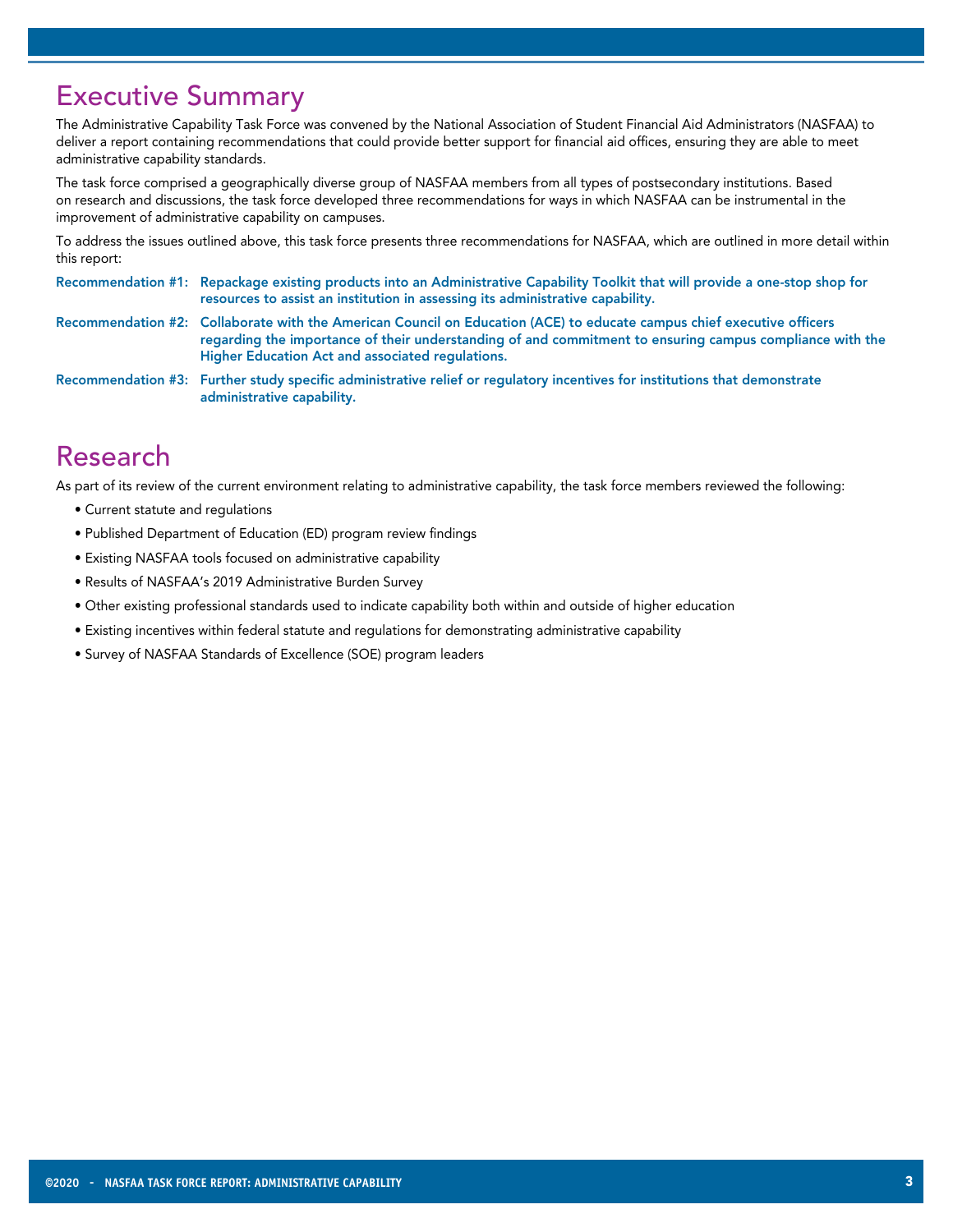## Executive Summary

The Administrative Capability Task Force was convened by the National Association of Student Financial Aid Administrators (NASFAA) to deliver a report containing recommendations that could provide better support for financial aid offices, ensuring they are able to meet administrative capability standards.

The task force comprised a geographically diverse group of NASFAA members from all types of postsecondary institutions. Based on research and discussions, the task force developed three recommendations for ways in which NASFAA can be instrumental in the improvement of administrative capability on campuses.

To address the issues outlined above, this task force presents three recommendations for NASFAA, which are outlined in more detail within this report:

**Recommendation #1: Repackage existing products into an Administrative Capability Toolkit that will provide a one-stop shop for resources to assist an institution in assessing its administrative capability.**

**Recommendation #2: Collaborate with the American Council on Education (ACE) to educate campus chief executive officers regarding the importance of their understanding of and commitment to ensuring campus compliance with the Higher Education Act and associated regulations.**

**Recommendation #3: Further study specific administrative relief or regulatory incentives for institutions that demonstrate administrative capability.**

## Research

As part of its review of the current environment relating to administrative capability, the task force members reviewed the following:

- Current statute and regulations
- Published Department of Education (ED) program review findings
- Existing NASFAA tools focused on administrative capability
- Results of NASFAA's 2019 Administrative Burden Survey
- Other existing professional standards used to indicate capability both within and outside of higher education
- Existing incentives within federal statute and regulations for demonstrating administrative capability
- Survey of NASFAA Standards of Excellence (SOE) program leaders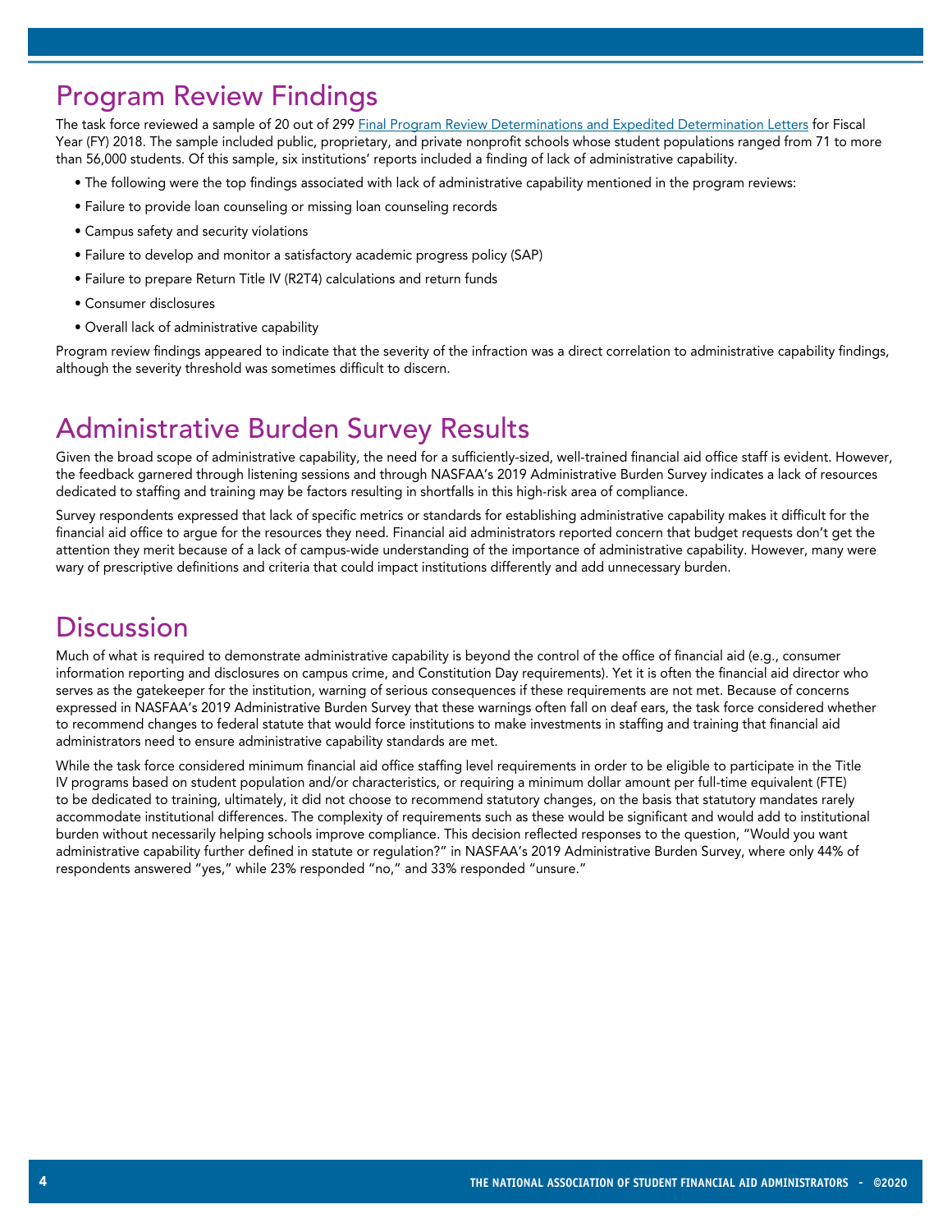## Program Review Findings

The task force reviewed a sample of 20 out of 299 [Final Program Review Determinations and Expedited Determination Letters] for Fiscal Year (FY) 2018. The sample included public, proprietary, and private nonprofit schools whose student populations ranged from 71 to more than 56,000 students. Of this sample, six institutions' reports included a finding of lack of administrative capability.

- The following were the top findings associated with lack of administrative capability mentioned in the program reviews:
- Failure to provide loan counseling or missing loan counseling records
- Campus safety and security violations
- Failure to develop and monitor a satisfactory academic progress policy (SAP)
- Failure to prepare Return Title IV (R2T4) calculations and return funds
- Consumer disclosures
- Overall lack of administrative capability

Program review findings appeared to indicate that the severity of the infraction was a direct correlation to administrative capability findings, although the severity threshold was sometimes difficult to discern.

## Administrative Burden Survey Results

Given the broad scope of administrative capability, the need for a sufficiently-sized, well-trained financial aid office staff is evident. However, the feedback garnered through listening sessions and through NASFAA's 2019 Administrative Burden Survey indicates a lack of resources dedicated to staffing and training may be factors resulting in shortfalls in this high-risk area of compliance.

Survey respondents expressed that lack of specific metrics or standards for establishing administrative capability makes it difficult for the financial aid office to argue for the resources they need. Financial aid administrators reported concern that budget requests don't get the attention they merit because of a lack of campus-wide understanding of the importance of administrative capability. However, many were wary of prescriptive definitions and criteria that could impact institutions differently and add unnecessary burden.

## Discussion

Much of what is required to demonstrate administrative capability is beyond the control of the office of financial aid (e.g., consumer information reporting and disclosures on campus crime, and Constitution Day requirements). Yet it is often the financial aid director who serves as the gatekeeper for the institution, warning of serious consequences if these requirements are not met. Because of concerns expressed in NASFAA's 2019 Administrative Burden Survey that these warnings often fall on deaf ears, the task force considered whether to recommend changes to federal statute that would force institutions to make investments in staffing and training that financial aid administrators need to ensure administrative capability standards are met.

While the task force considered minimum financial aid office staffing level requirements in order to be eligible to participate in the Title IV programs based on student population and/or characteristics, or requiring a minimum dollar amount per full-time equivalent (FTE) to be dedicated to training, ultimately, it did not choose to recommend statutory changes, on the basis that statutory mandates rarely accommodate institutional differences. The complexity of requirements such as these would be significant and would add to institutional burden without necessarily helping schools improve compliance. This decision reflected responses to the question, "Would you want administrative capability further defined in statute or regulation?" in NASFAA's 2019 Administrative Burden Survey, where only 44% of respondents answered "yes," while 23% responded "no," and 33% responded "unsure."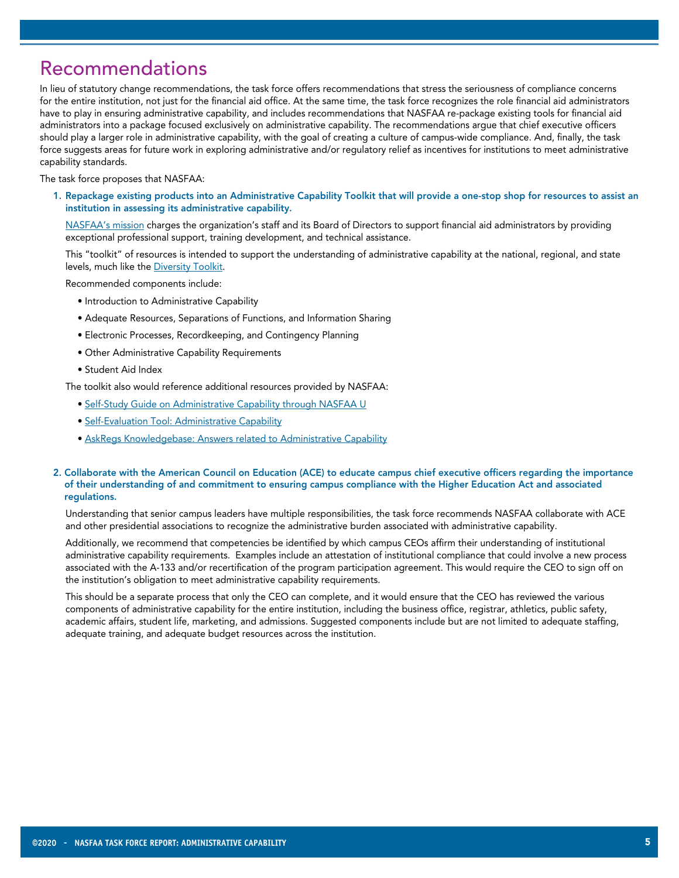# Recommendations

In lieu of statutory change recommendations, the task force offers recommendations that stress the seriousness of compliance concerns for the entire institution, not just for the financial aid office. At the same time, the task force recognizes the role financial aid administrators have to play in ensuring administrative capability, and includes recommendations that NASFAA re-package existing tools for financial aid administrators into a package focused exclusively on administrative capability. The recommendations argue that chief executive officers should play a larger role in administrative capability, with the goal of creating a culture of campus-wide compliance. And, finally, the task force suggests areas for future work in exploring administrative and/or regulatory relief as incentives for institutions to meet administrative capability standards.

The task force proposes that NASFAA:

1. **Repackage existing products into an Administrative Capability Toolkit that will provide a one-stop shop for resources to assist an institution in assessing its administrative capability.**

   NASFAA's mission charges the organization's staff and its Board of Directors to support financial aid administrators by providing exceptional professional support, training development, and technical assistance.

   This "toolkit" of resources is intended to support the understanding of administrative capability at the national, regional, and state levels, much like the Diversity Toolkit.

   Recommended components include:

   - Introduction to Administrative Capability
   - Adequate Resources, Separations of Functions, and Information Sharing
   - Electronic Processes, Recordkeeping, and Contingency Planning
   - Other Administrative Capability Requirements
   - Student Aid Index

   The toolkit also would reference additional resources provided by NASFAA:

   - Self-Study Guide on Administrative Capability through NASFAA U
   - Self-Evaluation Tool: Administrative Capability
   - AskRegs Knowledgebase: Answers related to Administrative Capability

2. **Collaborate with the American Council on Education (ACE) to educate campus chief executive officers regarding the importance of their understanding of and commitment to ensuring campus compliance with the Higher Education Act and associated regulations.**

   Understanding that senior campus leaders have multiple responsibilities, the task force recommends NASFAA collaborate with ACE and other presidential associations to recognize the administrative burden associated with administrative capability.

   Additionally, we recommend that competencies be identified by which campus CEOs affirm their understanding of institutional administrative capability requirements. Examples include an attestation of institutional compliance that could involve a new process associated with the A-133 and/or recertification of the program participation agreement. This would require the CEO to sign off on the institution's obligation to meet administrative capability requirements.

   This should be a separate process that only the CEO can complete, and it would ensure that the CEO has reviewed the various components of administrative capability for the entire institution, including the business office, registrar, athletics, public safety, academic affairs, student life, marketing, and admissions. Suggested components include but are not limited to adequate staffing, adequate training, and adequate budget resources across the institution.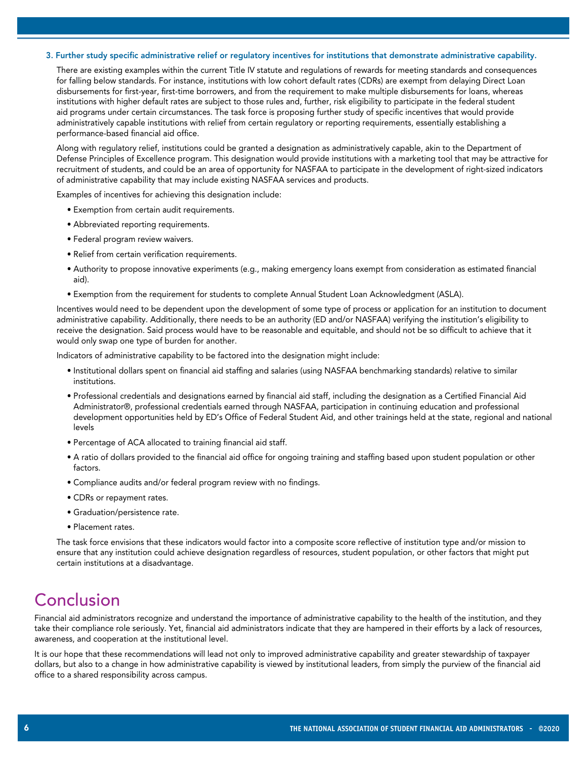### 3. Further study specific administrative relief or regulatory incentives for institutions that demonstrate administrative capability.

There are existing examples within the current Title IV statute and regulations of rewards for meeting standards and consequences for falling below standards. For instance, institutions with low cohort default rates (CDRs) are exempt from delaying Direct Loan disbursements for first-year, first-time borrowers, and from the requirement to make multiple disbursements for loans, whereas institutions with higher default rates are subject to those rules and, further, risk eligibility to participate in the federal student aid programs under certain circumstances. The task force is proposing further study of specific incentives that would provide administratively capable institutions with relief from certain regulatory or reporting requirements, essentially establishing a performance-based financial aid office.

Along with regulatory relief, institutions could be granted a designation as administratively capable, akin to the Department of Defense Principles of Excellence program. This designation would provide institutions with a marketing tool that may be attractive for recruitment of students, and could be an area of opportunity for NASFAA to participate in the development of right-sized indicators of administrative capability that may include existing NASFAA services and products.

Examples of incentives for achieving this designation include:

- Exemption from certain audit requirements.
- Abbreviated reporting requirements.
- Federal program review waivers.
- Relief from certain verification requirements.
- Authority to propose innovative experiments (e.g., making emergency loans exempt from consideration as estimated financial aid).
- Exemption from the requirement for students to complete Annual Student Loan Acknowledgment (ASLA).

Incentives would need to be dependent upon the development of some type of process or application for an institution to document administrative capability. Additionally, there needs to be an authority (ED and/or NASFAA) verifying the institution's eligibility to receive the designation. Said process would have to be reasonable and equitable, and should not be so difficult to achieve that it would only swap one type of burden for another.

Indicators of administrative capability to be factored into the designation might include:

- Institutional dollars spent on financial aid staffing and salaries (using NASFAA benchmarking standards) relative to similar institutions.
- Professional credentials and designations earned by financial aid staff, including the designation as a Certified Financial Aid Administrator®, professional credentials earned through NASFAA, participation in continuing education and professional development opportunities held by ED's Office of Federal Student Aid, and other trainings held at the state, regional and national levels
- Percentage of ACA allocated to training financial aid staff.
- A ratio of dollars provided to the financial aid office for ongoing training and staffing based upon student population or other factors.
- Compliance audits and/or federal program review with no findings.
- CDRs or repayment rates.
- Graduation/persistence rate.
- Placement rates.

The task force envisions that these indicators would factor into a composite score reflective of institution type and/or mission to ensure that any institution could achieve designation regardless of resources, student population, or other factors that might put certain institutions at a disadvantage.

# Conclusion

Financial aid administrators recognize and understand the importance of administrative capability to the health of the institution, and they take their compliance role seriously. Yet, financial aid administrators indicate that they are hampered in their efforts by a lack of resources, awareness, and cooperation at the institutional level.

It is our hope that these recommendations will lead not only to improved administrative capability and greater stewardship of taxpayer dollars, but also to a change in how administrative capability is viewed by institutional leaders, from simply the purview of the financial aid office to a shared responsibility across campus.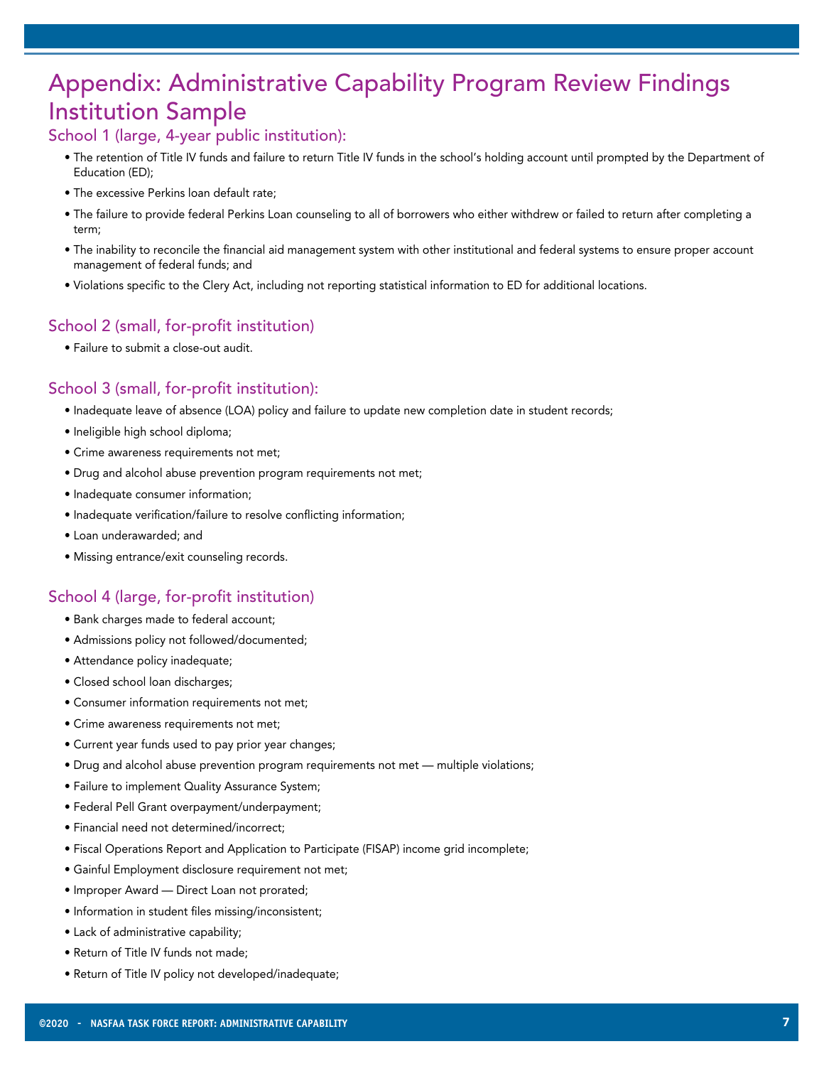# Appendix: Administrative Capability Program Review Findings Institution Sample

## School 1 (large, 4-year public institution):

- The retention of Title IV funds and failure to return Title IV funds in the school's holding account until prompted by the Department of Education (ED);
- The excessive Perkins loan default rate;
- The failure to provide federal Perkins Loan counseling to all of borrowers who either withdrew or failed to return after completing a term;
- The inability to reconcile the financial aid management system with other institutional and federal systems to ensure proper account management of federal funds; and
- Violations specific to the Clery Act, including not reporting statistical information to ED for additional locations.

## School 2 (small, for-profit institution)

- Failure to submit a close-out audit.

## School 3 (small, for-profit institution):

- Inadequate leave of absence (LOA) policy and failure to update new completion date in student records;
- Ineligible high school diploma;
- Crime awareness requirements not met;
- Drug and alcohol abuse prevention program requirements not met;
- Inadequate consumer information;
- Inadequate verification/failure to resolve conflicting information;
- Loan underawarded; and
- Missing entrance/exit counseling records.

## School 4 (large, for-profit institution)

- Bank charges made to federal account;
- Admissions policy not followed/documented;
- Attendance policy inadequate;
- Closed school loan discharges;
- Consumer information requirements not met;
- Crime awareness requirements not met;
- Current year funds used to pay prior year changes;
- Drug and alcohol abuse prevention program requirements not met — multiple violations;
- Failure to implement Quality Assurance System;
- Federal Pell Grant overpayment/underpayment;
- Financial need not determined/incorrect;
- Fiscal Operations Report and Application to Participate (FISAP) income grid incomplete;
- Gainful Employment disclosure requirement not met;
- Improper Award — Direct Loan not prorated;
- Information in student files missing/inconsistent;
- Lack of administrative capability;
- Return of Title IV funds not made;
- Return of Title IV policy not developed/inadequate;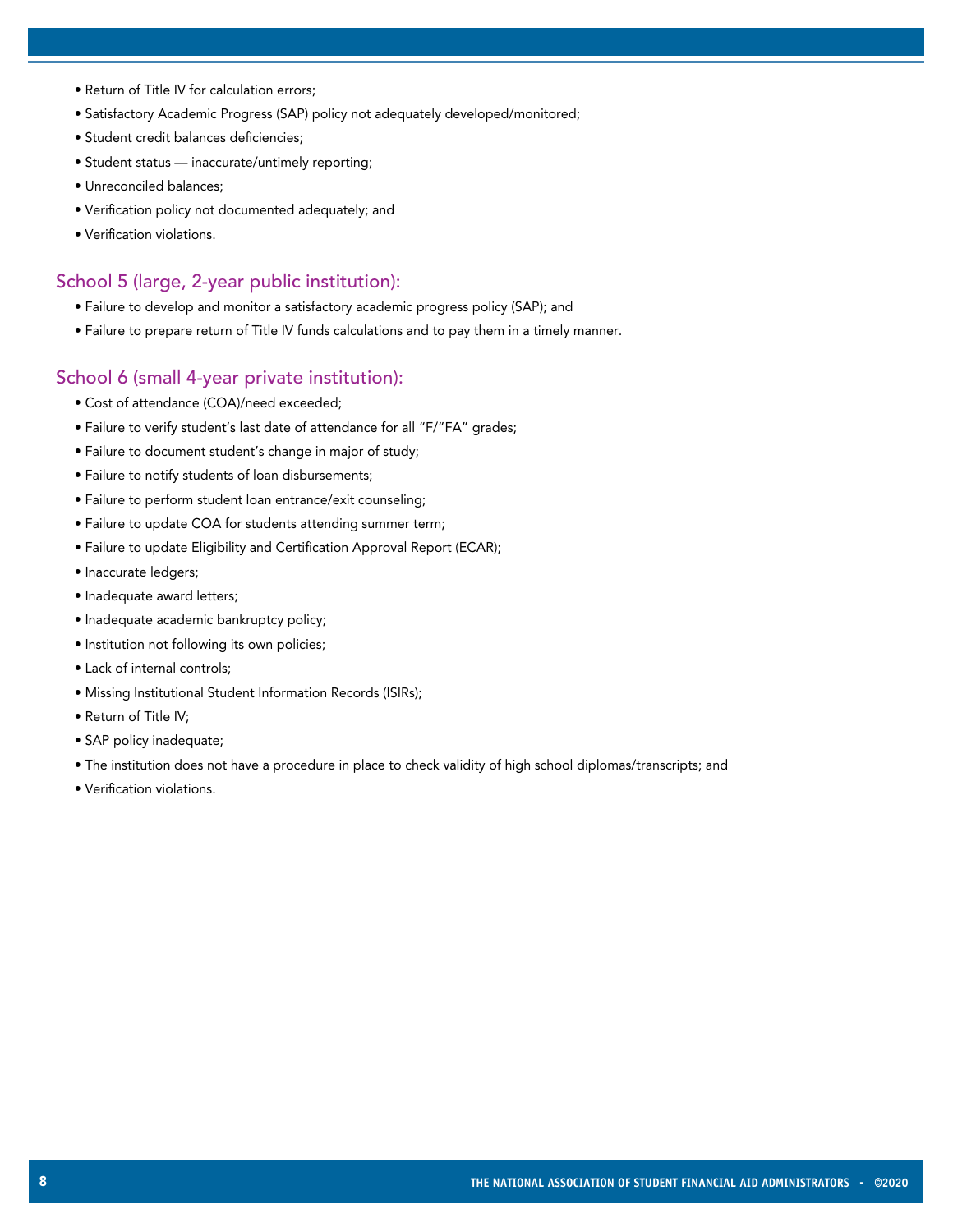- Return of Title IV for calculation errors;
- Satisfactory Academic Progress (SAP) policy not adequately developed/monitored;
- Student credit balances deficiencies;
- Student status — inaccurate/untimely reporting;
- Unreconciled balances;
- Verification policy not documented adequately; and
- Verification violations.

## School 5 (large, 2-year public institution):

- Failure to develop and monitor a satisfactory academic progress policy (SAP); and
- Failure to prepare return of Title IV funds calculations and to pay them in a timely manner.

## School 6 (small 4-year private institution):

- Cost of attendance (COA)/need exceeded;
- Failure to verify student's last date of attendance for all "F/"FA" grades;
- Failure to document student's change in major of study;
- Failure to notify students of loan disbursements;
- Failure to perform student loan entrance/exit counseling;
- Failure to update COA for students attending summer term;
- Failure to update Eligibility and Certification Approval Report (ECAR);
- Inaccurate ledgers;
- Inadequate award letters;
- Inadequate academic bankruptcy policy;
- Institution not following its own policies;
- Lack of internal controls;
- Missing Institutional Student Information Records (ISIRs);
- Return of Title IV;
- SAP policy inadequate;
- The institution does not have a procedure in place to check validity of high school diplomas/transcripts; and
- Verification violations.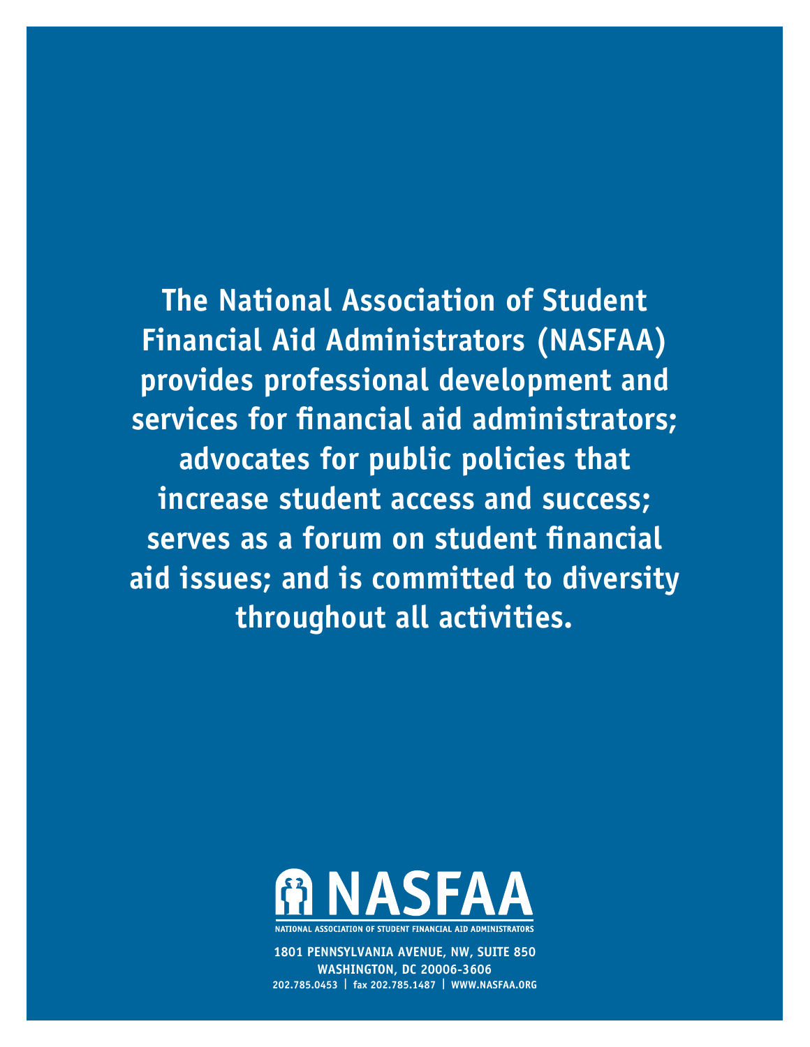**The National Association of Student Financial Aid Administrators (NASFAA) provides professional development and services for financial aid administrators; advocates for public policies that increase student access and success; serves as a forum on student financial aid issues; and is committed to diversity throughout all activities.**

NASFAA

NATIONAL ASSOCIATION OF STUDENT FINANCIAL AID ADMINISTRATORS

1801 PENNSYLVANIA AVENUE, NW, SUITE 850
WASHINGTON, DC 20006-3606
202.785.0453 | fax 202.785.1487 | WWW.NASFAA.ORG